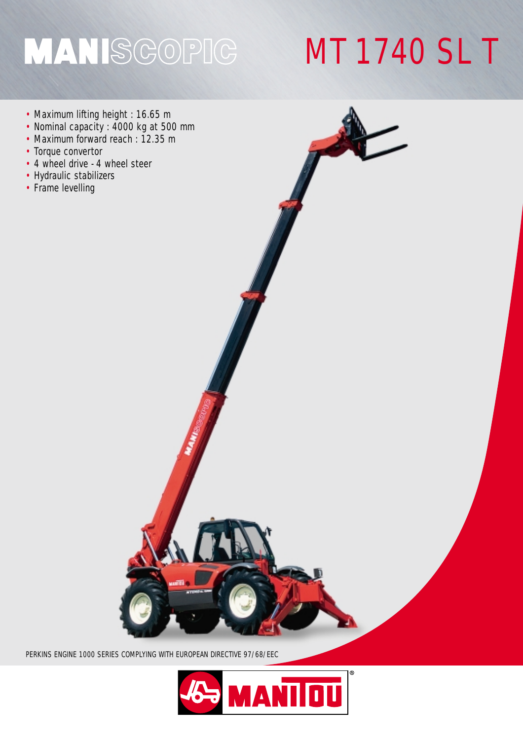# MANISCOPIC MT 1740 SL T

- Maximum lifting height : 16.65 m
- Nominal capacity : 4000 kg at 500 mm
- Maximum forward reach : 12.35 m
- Torque convertor
- 4 wheel drive - 4 wheel steer
- Hydraulic stabilizers
- Frame levelling

PERKINS ENGINE 1000 SERIES COMPLYING WITH EUROPEAN DIRECTIVE 97/68/EEC

MANITOU®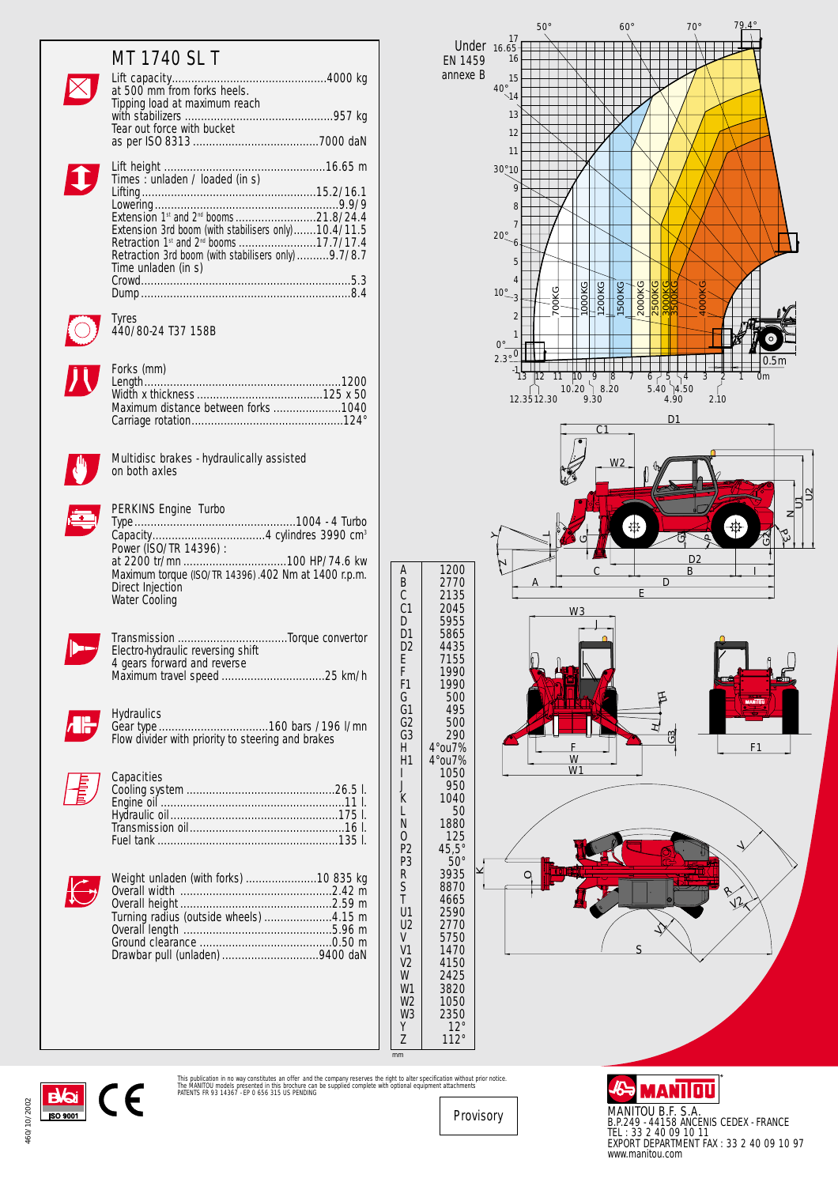# MT 1740 SL T

Lift capacity................................................4000 kg
at 500 mm from forks heels.
Tipping load at maximum reach
with stabilizers ..............................................957 kg
Tear out force with bucket
as per ISO 8313 .......................................7000 daN

Lift height ..................................................16.65 m
Times : unladen / loaded (in s)
Lifting......................................................15.2/16.1
Lowering.........................................................9.9/9
Extension 1st and 2nd booms.........................21.8/24.4
Extension 3rd boom (with stabilisers only)........10.4/11.5
Retraction 1st and 2nd booms........................17.7/17.4
Retraction 3rd boom (with stabilisers only)..........9.7/8.7
Time unladen (in s)
Crowd.................................................................5.3
Dump.................................................................8.4

Tyres
440/80-24 T37 158B

Forks (mm)
Length.............................................................1200
Width x thickness .......................................125 x 50
Maximum distance between forks .....................1040
Carriage rotation...............................................124°

Multidisc brakes - hydraulically assisted
on both axles

PERKINS Engine Turbo
Type..................................................1004 - 4 Turbo
Capacity...................................4 cylinders 3990 cm³
Power (ISO/TR 14396) :
at 2200 tr/mn ................................100 HP/74.6 kw
Maximum torque (ISO/TR 14396).402 Nm at 1400 r.p.m.
Direct Injection
Water Cooling

Transmission ..................................Torque convertor
Electro-hydraulic reversing shift
4 gears forward and reverse
Maximum travel speed ................................25 km/h

Hydraulics
Gear type..................................160 bars / 196 l/mn
Flow divider with priority to steering and brakes

Capacities
Cooling system ..............................................26.5 l.
Engine oil .........................................................11 l.
Hydraulic oil....................................................175 l.
Transmission oil................................................16 l.
Fuel tank ........................................................135 l.

Weight unladen (with forks) ......................10 835 kg
Overall width ................................................2.42 m
Overall height...............................................2.59 m
Turning radius (outside wheels) .....................4.15 m
Overall length ..............................................5.96 m
Ground clearance .........................................0.50 m
Drawbar pull (unladen)...............................9400 daN

Under EN 1459 annexe B

16.65
0.5m
700KG
1000KG
1200KG
1500KG
2000KG
2500KG
3000KG
3500KG
4000KG
12.35 12.30 10.20 9.30 8.20 5.40 4.90 4.50 2.10

| | |
|---|---|
| A | 1200 |
| B | 2770 |
| C | 2135 |
| C1 | 2045 |
| D | 5955 |
| D1 | 5865 |
| D2 | 4435 |
| E | 7155 |
| F | 1990 |
| F1 | 1990 |
| G | 500 |
| G1 | 495 |
| G2 | 500 |
| G3 | 290 |
| H | 4°ou7% |
| H1 | 4°ou7% |
| I | 1050 |
| J | 950 |
| K | 1040 |
| L | 50 |
| N | 1880 |
| O | 125 |
| P2 | 45,5° |
| P3 | 50° |
| R | 3935 |
| S | 8870 |
| T | 4665 |
| U1 | 2590 |
| U2 | 2770 |
| V | 5750 |
| V1 | 1470 |
| V2 | 4150 |
| W | 2425 |
| W1 | 3820 |
| W2 | 1050 |
| W3 | 2350 |
| Y | 12° |
| Z | 112° |

mm

This publication in no way constitutes an offer and the company reserves the right to alter specification without prior notice.
The MANITOU models presented in this brochure can be supplied complete with optional equipment attachments
PATENTS FR 93 14367 - EP 0 656 315 US PENDING

Provisory

460/10/2002

MANITOU B.F. S.A.
B.P.249 - 44158 ANCENIS CEDEX - FRANCE
TEL : 33 2 40 09 10 11
EXPORT DEPARTMENT FAX : 33 2 40 09 10 97
www.manitou.com